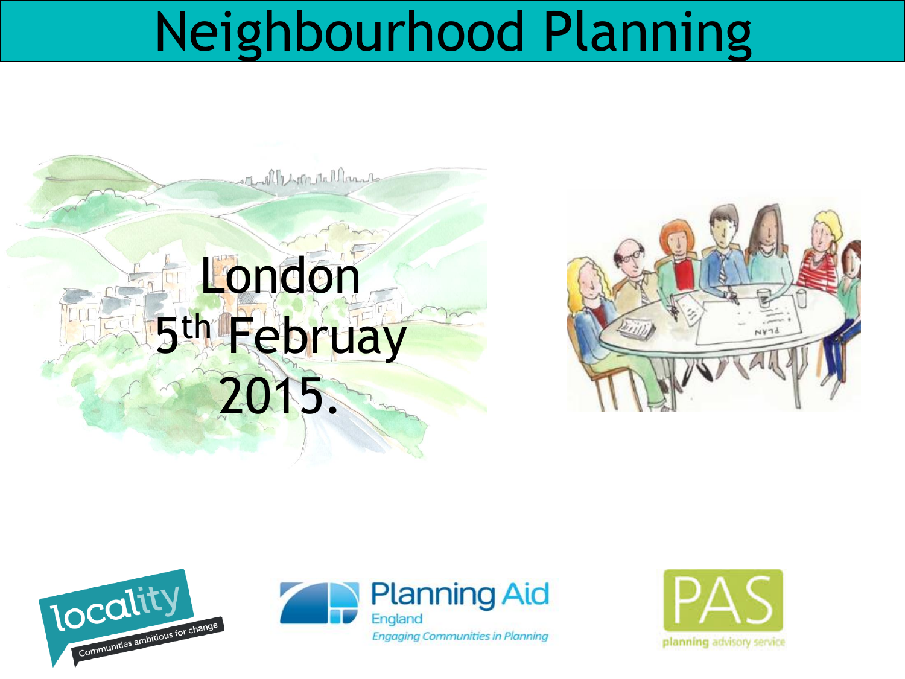# Neighbourhood Planning

London
$5^{th}$ Februay
2015.

locality
Communities ambitious for change

Planning Aid England
Engaging Communities in Planning

PAS
planning advisory service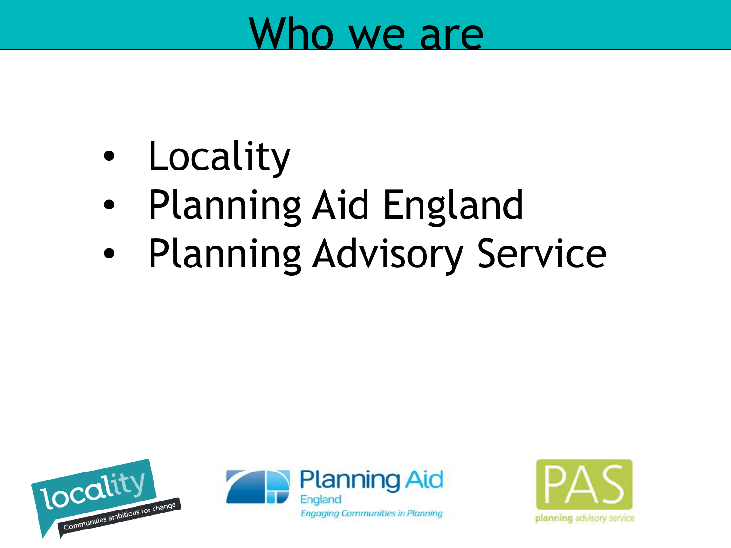# Who we are

- Locality
- Planning Aid England
- Planning Advisory Service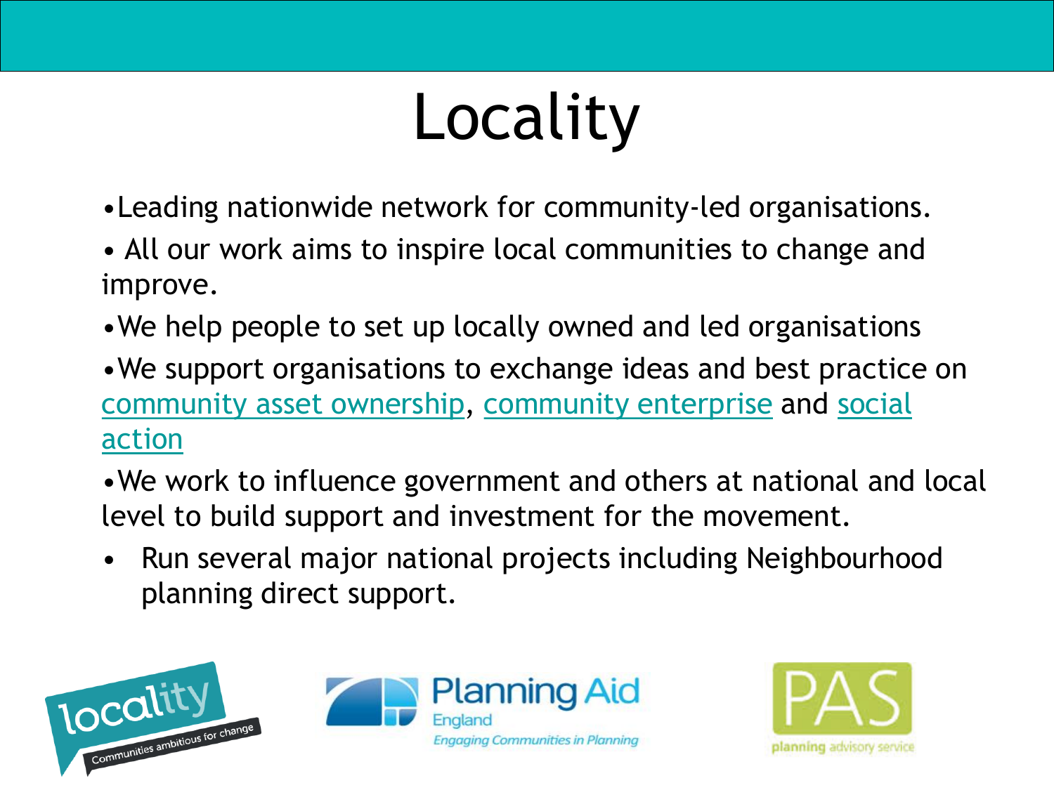# Locality

- Leading nationwide network for community-led organisations.
- All our work aims to inspire local communities to change and improve.
- We help people to set up locally owned and led organisations
- We support organisations to exchange ideas and best practice on community asset ownership, community enterprise and social action
- We work to influence government and others at national and local level to build support and investment for the movement.
- Run several major national projects including Neighbourhood planning direct support.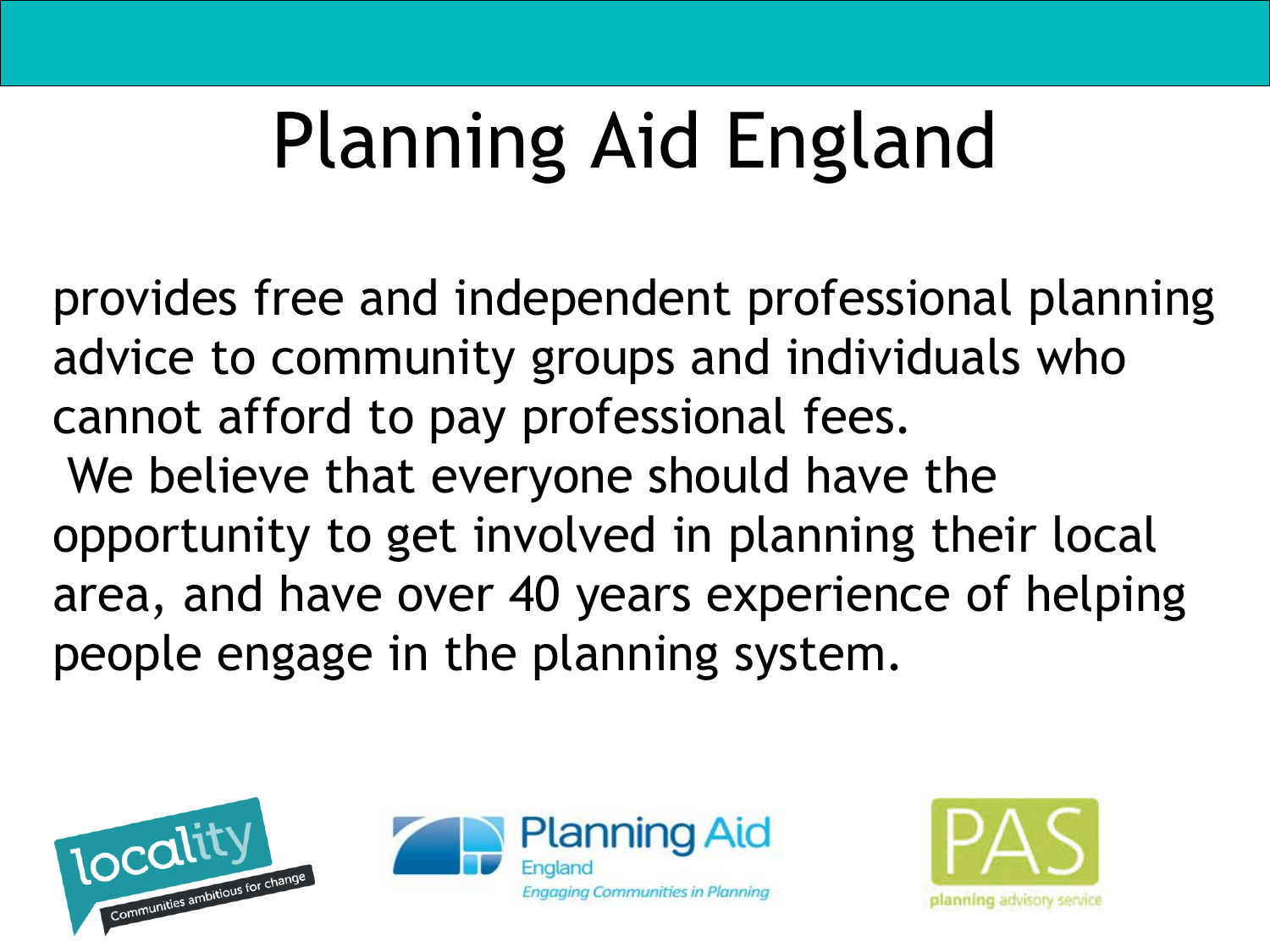# Planning Aid England

provides free and independent professional planning advice to community groups and individuals who cannot afford to pay professional fees.

We believe that everyone should have the opportunity to get involved in planning their local area, and have over 40 years experience of helping people engage in the planning system.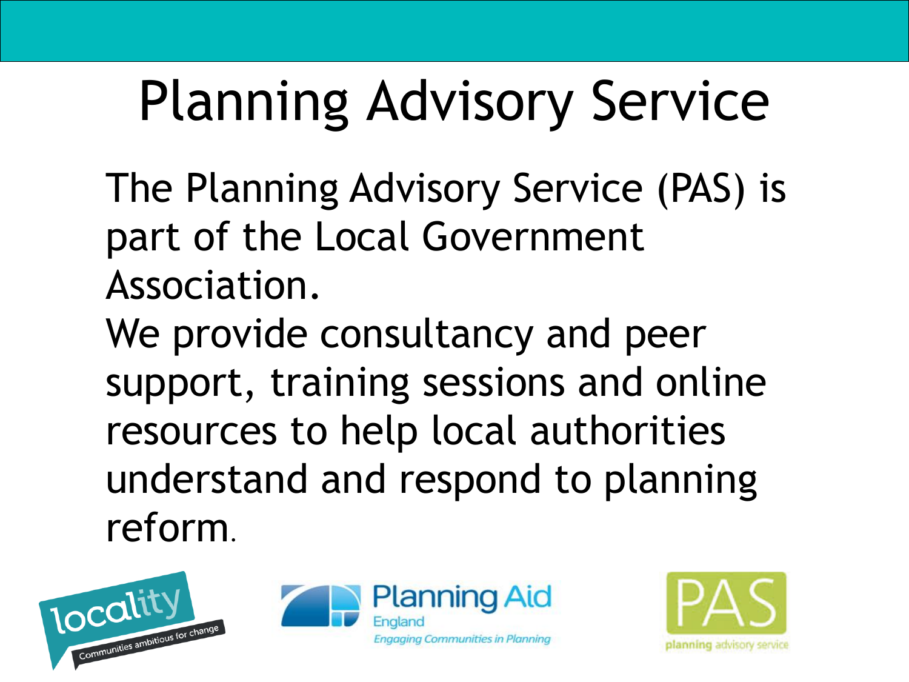# Planning Advisory Service

The Planning Advisory Service (PAS) is part of the Local Government Association.

We provide consultancy and peer support, training sessions and online resources to help local authorities understand and respond to planning reform.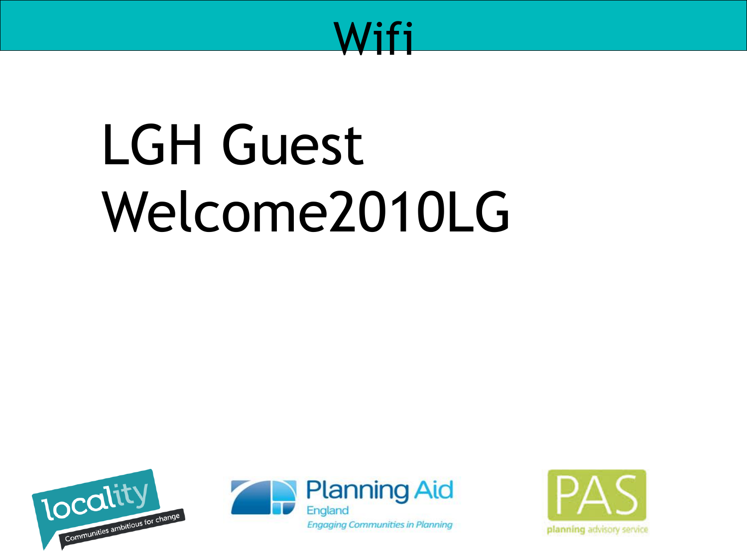# Wifi

LGH Guest

Welcome2010LG

locality
Communities ambitious for change

Planning Aid
England
*Engaging Communities in Planning*

PAS
planning advisory service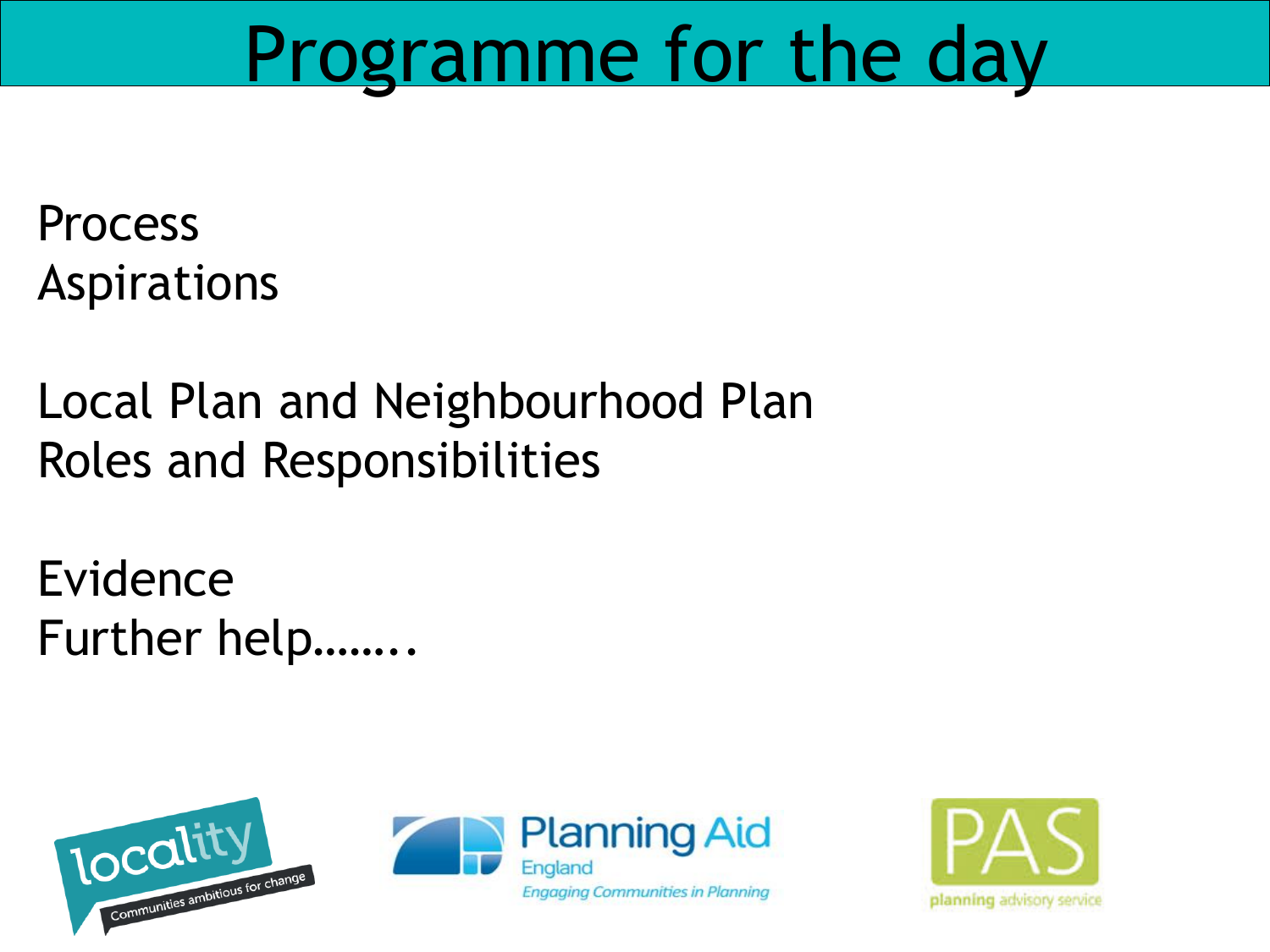# Programme for the day

Process
Aspirations

Local Plan and Neighbourhood Plan
Roles and Responsibilities

Evidence
Further help……..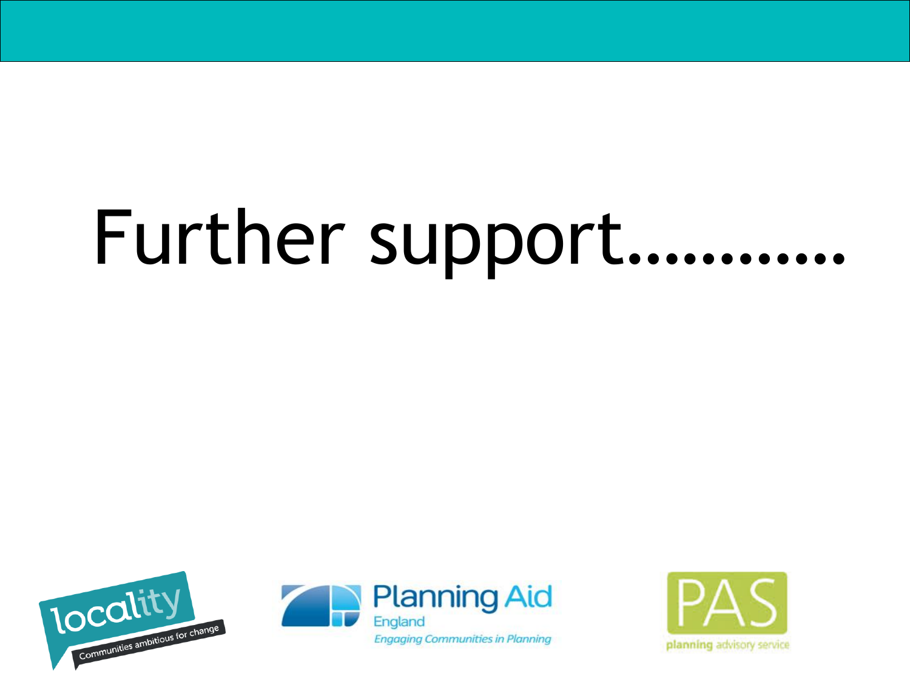# Further support…………

locality
Communities ambitious for change

Planning Aid
England
*Engaging Communities in Planning*

PAS
planning advisory service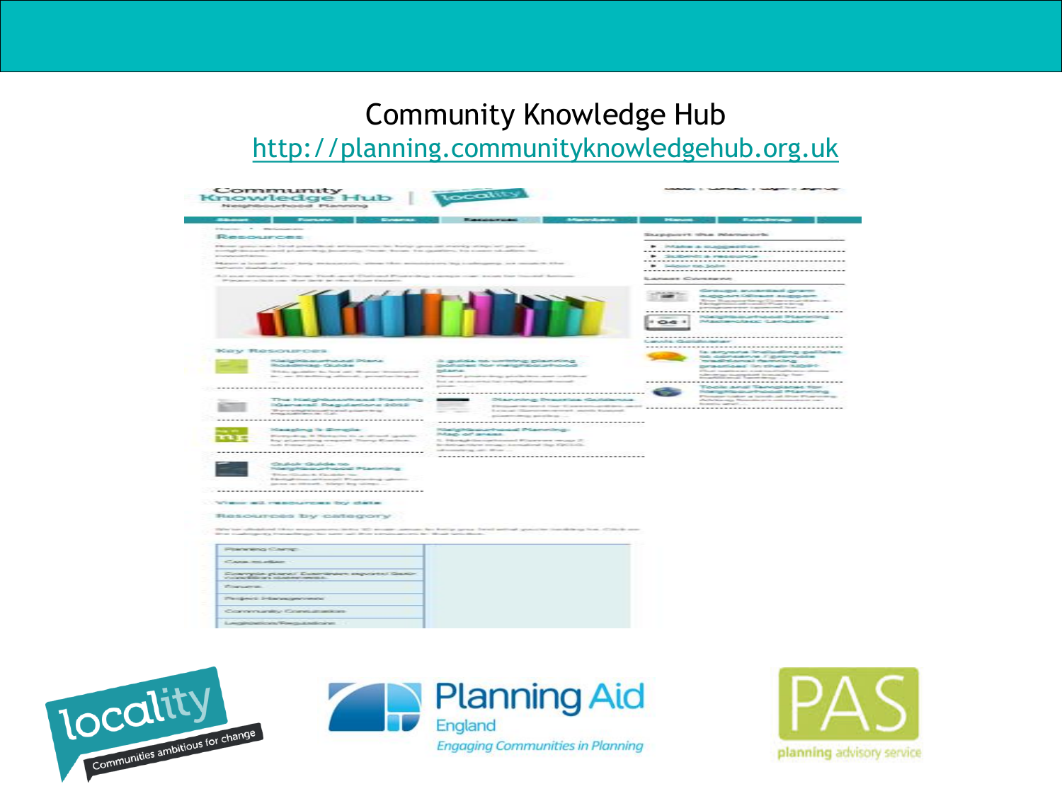# Community Knowledge Hub

http://planning.communityknowledgehub.org.uk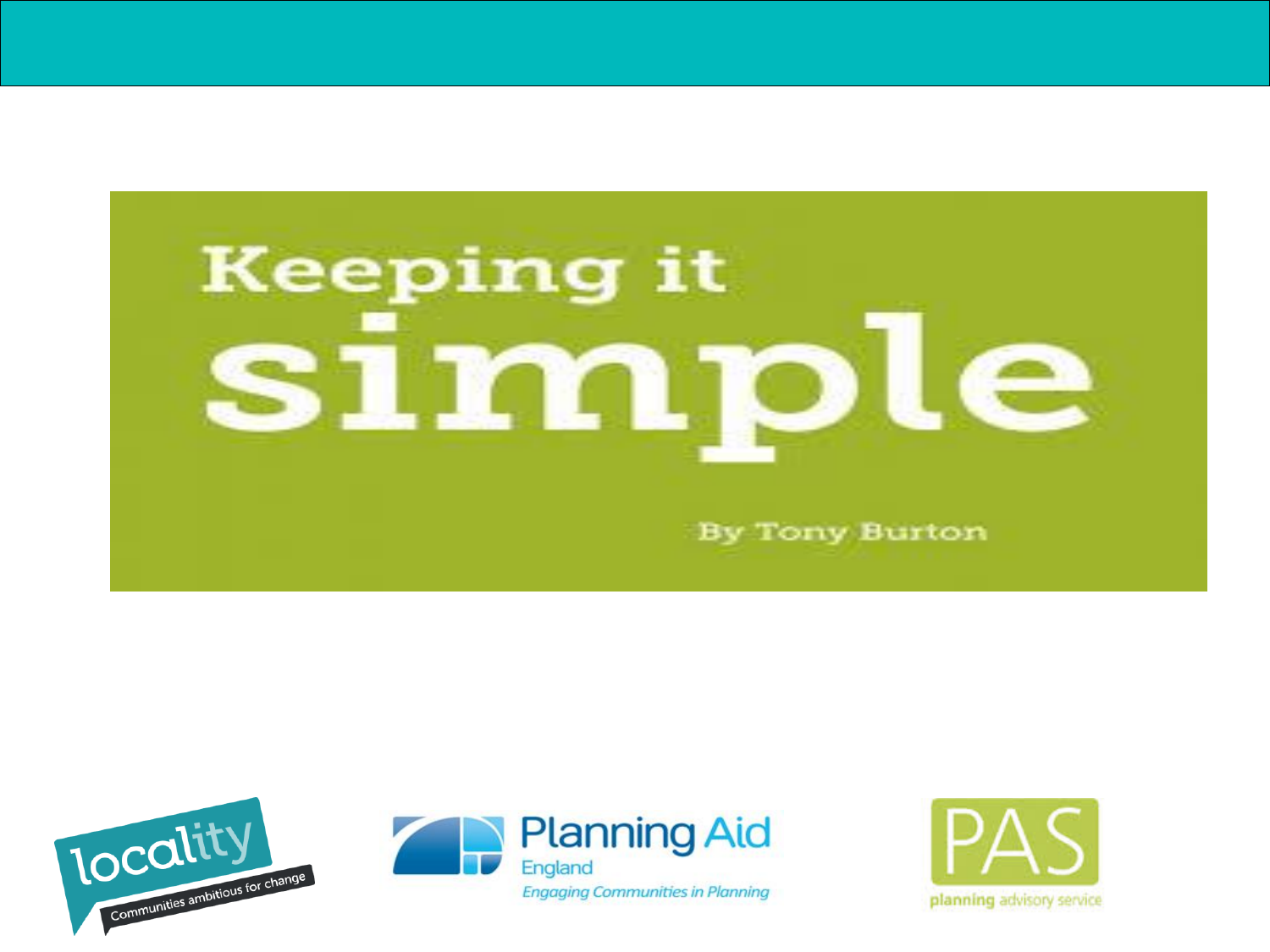# Keeping it simple

By Tony Burton

locality
Communities ambitious for change

Planning Aid
England
*Engaging Communities in Planning*

PAS
planning advisory service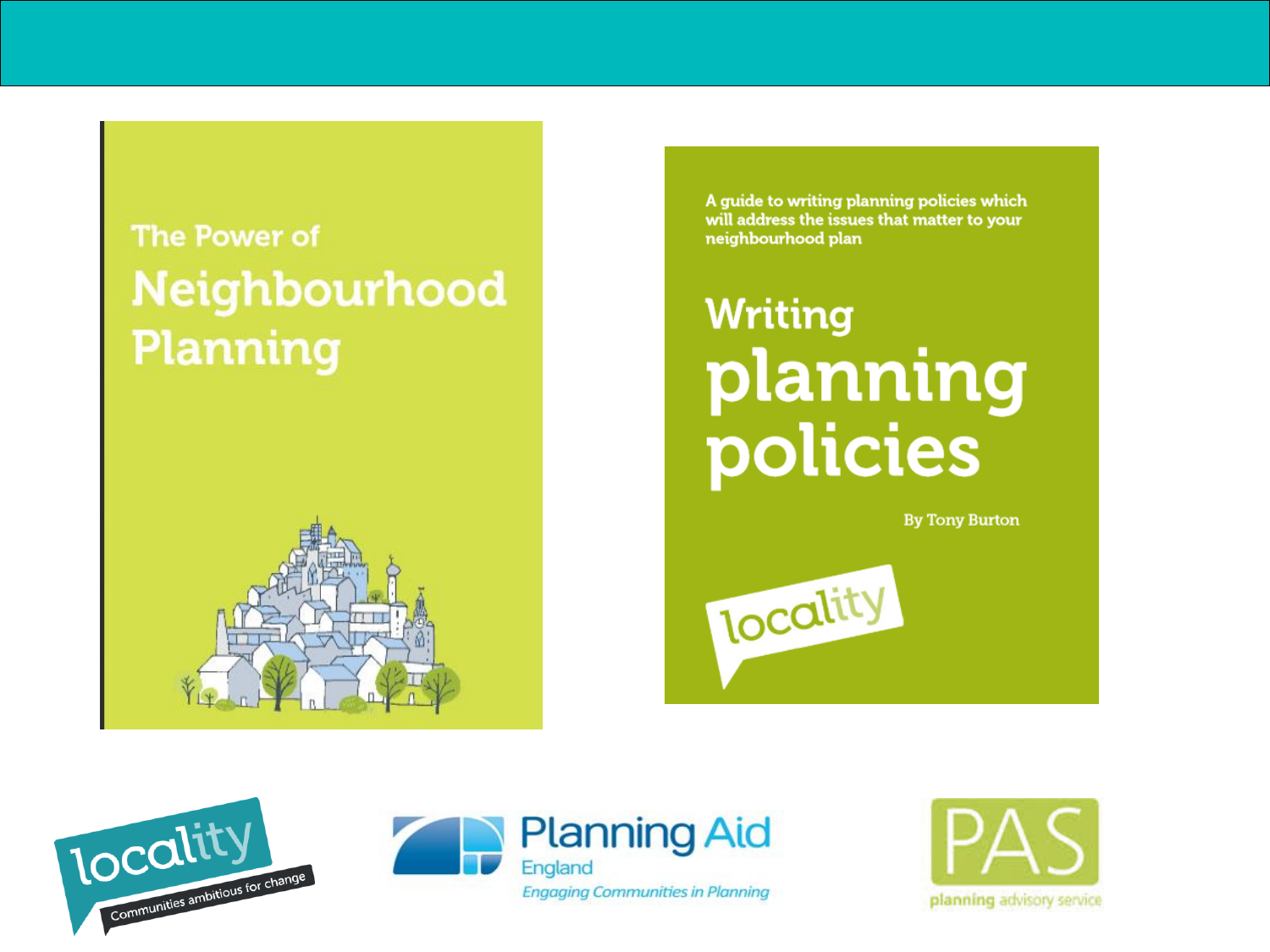The Power of Neighbourhood Planning

A guide to writing planning policies which will address the issues that matter to your neighbourhood plan

Writing planning policies

By Tony Burton

locality

locality
Communities ambitious for change

Planning Aid England
Engaging Communities in Planning

PAS
planning advisory service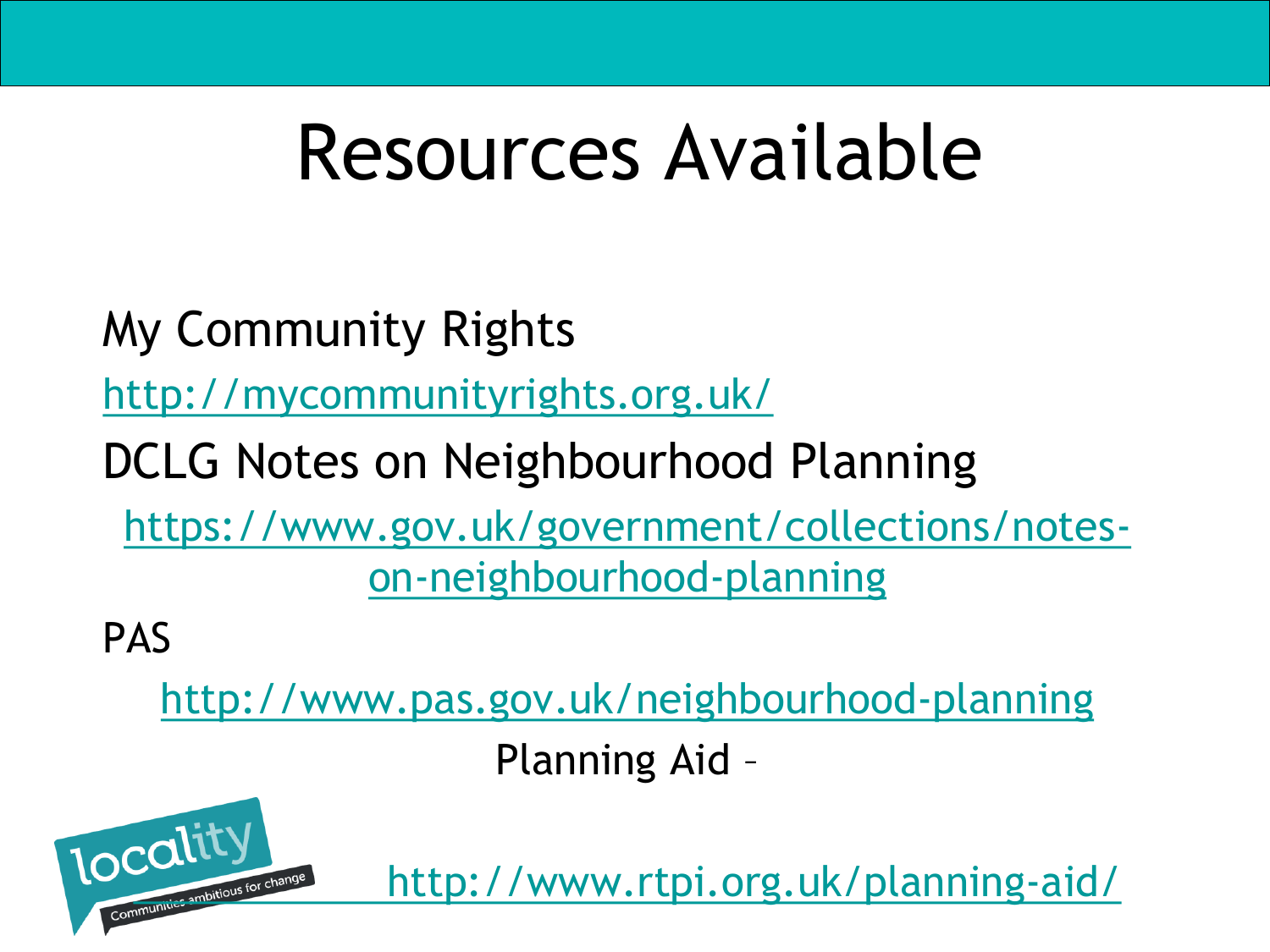# Resources Available

My Community Rights

http://mycommunityrights.org.uk/

DCLG Notes on Neighbourhood Planning

https://www.gov.uk/government/collections/notes-on-neighbourhood-planning

PAS

http://www.pas.gov.uk/neighbourhood-planning

Planning Aid –

http://www.rtpi.org.uk/planning-aid/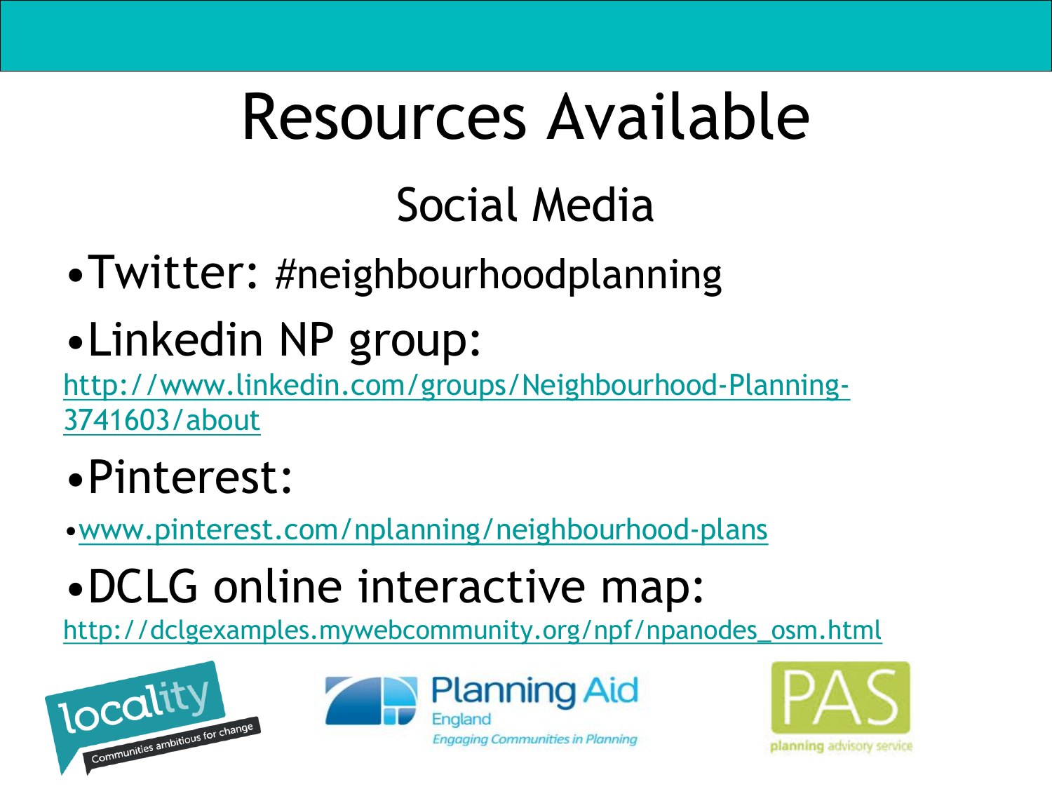# Resources Available

## Social Media

- Twitter: #neighbourhoodplanning
- Linkedin NP group:

[http://www.linkedin.com/groups/Neighbourhood-Planning-3741603/about](http://www.linkedin.com/groups/Neighbourhood-Planning-3741603/about)

- Pinterest:
  - [www.pinterest.com/nplanning/neighbourhood-plans](http://www.pinterest.com/nplanning/neighbourhood-plans)
- DCLG online interactive map:

[http://dclgexamples.mywebcommunity.org/npf/npanodes_osm.html](http://dclgexamples.mywebcommunity.org/npf/npanodes_osm.html)

locality — Communities ambitious for change

Planning Aid England — Engaging Communities in Planning

PAS — planning advisory service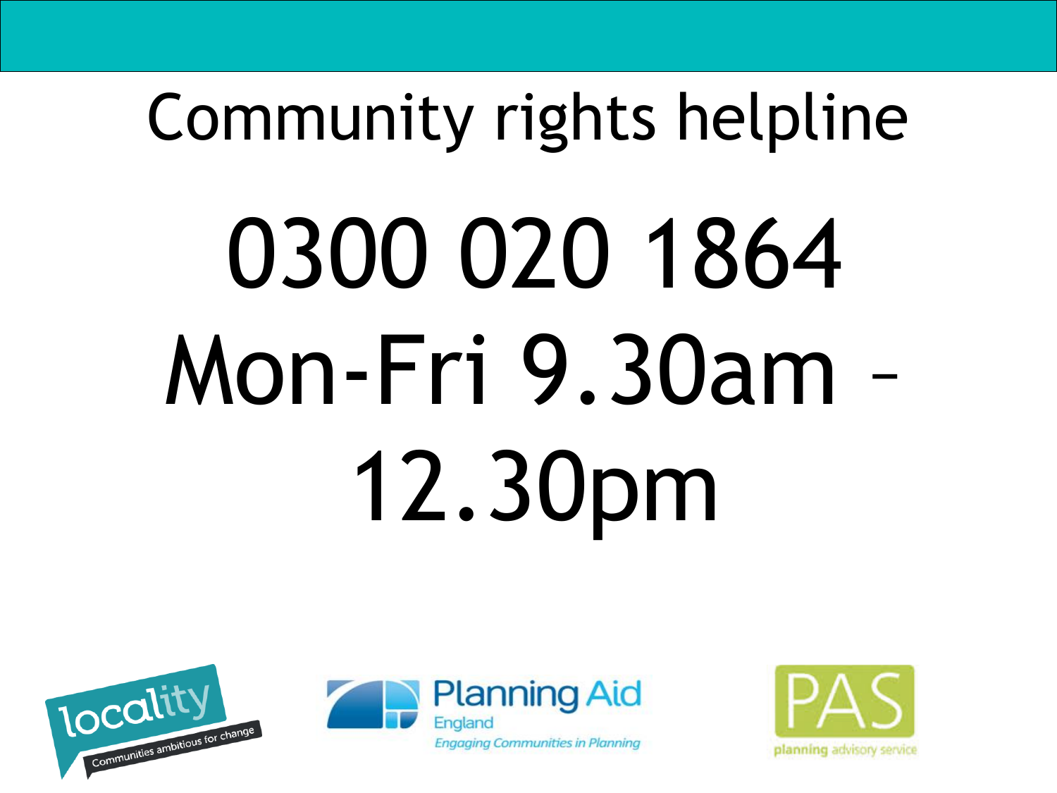# Community rights helpline

# 0300 020 1864

# Mon-Fri 9.30am – 12.30pm

locality
Communities ambitious for change

Planning Aid
England
*Engaging Communities in Planning*

PAS
planning advisory service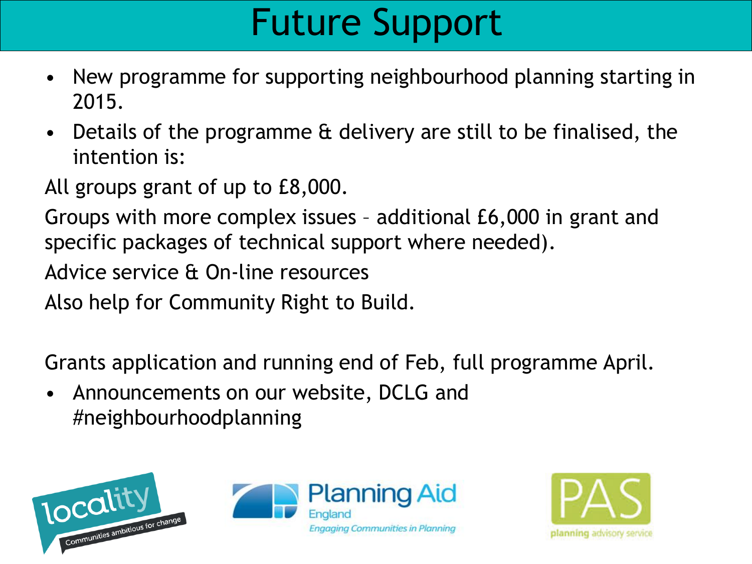# Future Support

- New programme for supporting neighbourhood planning starting in 2015.
- Details of the programme & delivery are still to be finalised, the intention is:

All groups grant of up to £8,000.

Groups with more complex issues – additional £6,000 in grant and specific packages of technical support where needed).

Advice service & On-line resources

Also help for Community Right to Build.

Grants application and running end of Feb, full programme April.

- Announcements on our website, DCLG and #neighbourhoodplanning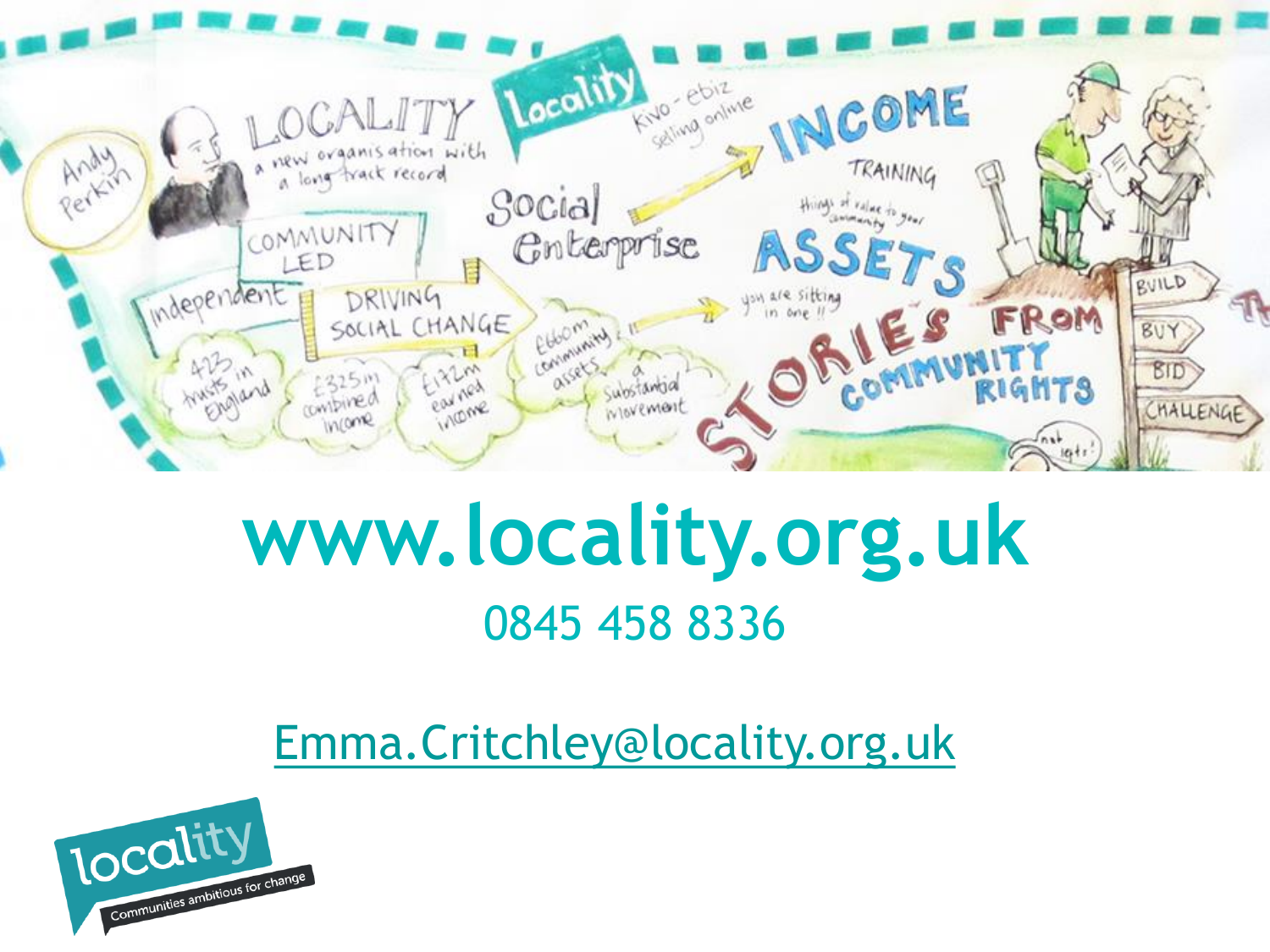# www.locality.org.uk

0845 458 8336

Emma.Critchley@locality.org.uk